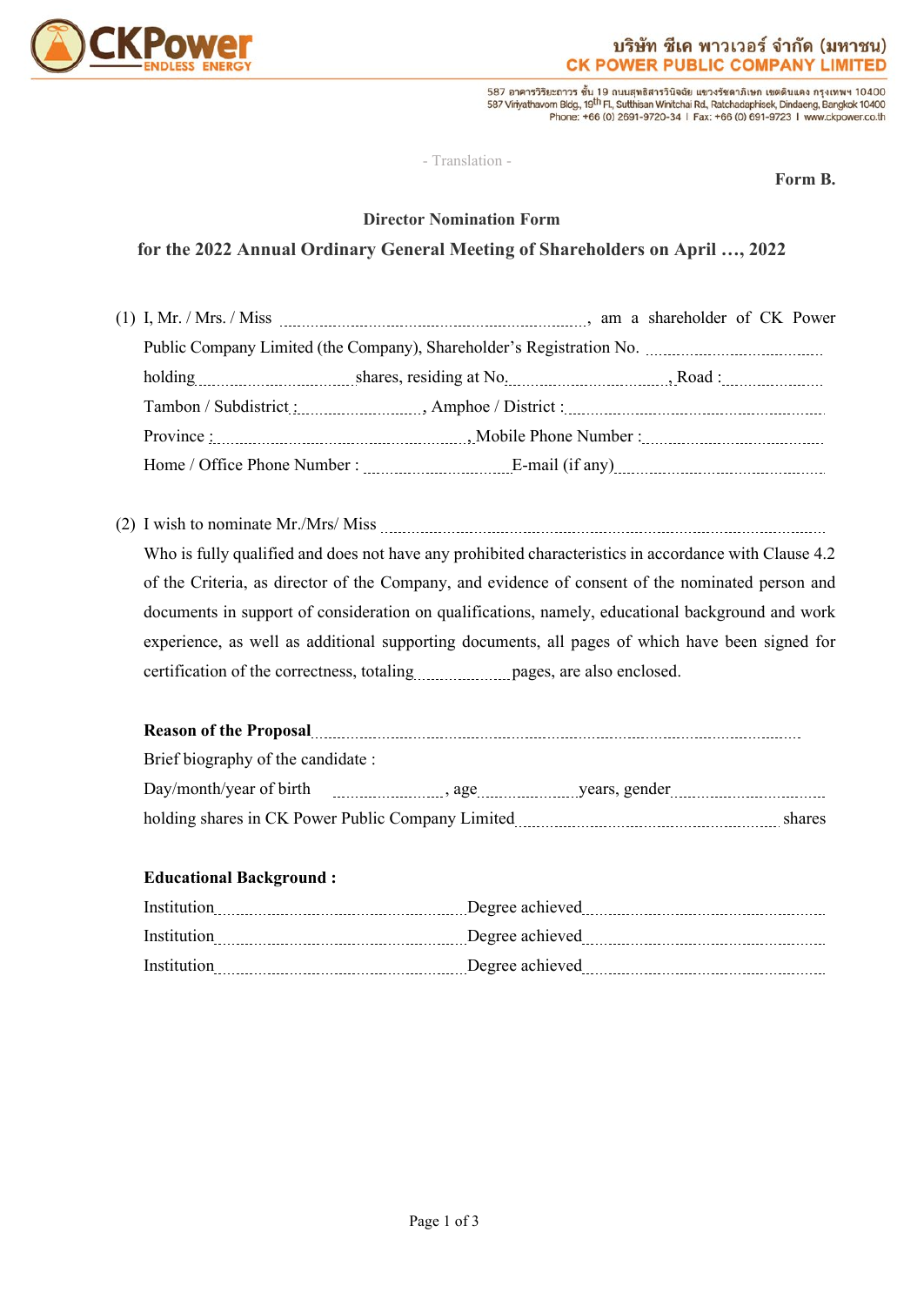- Translation -

**Form B.**

**Director Nomination Form**

**for the 2022 Annual Ordinary General Meeting of Shareholders on April …, 2022**

(1) I, Mr. / Mrs. / Miss ..............................................., am a shareholder of CK Power Public Company Limited (the Company), Shareholder's Registration No. .......................... holding .......................... shares, residing at No. .......................... , Road : ................ Tambon / Subdistrict : .................., Amphoe / District : ........................................ Province : ........................................ , Mobile Phone Number : ........................ Home / Office Phone Number : ...................... E-mail (if any) ...................................

(2) I wish to nominate Mr./Mrs/ Miss ...................................................................... Who is fully qualified and does not have any prohibited characteristics in accordance with Clause 4.2 of the Criteria, as director of the Company, and evidence of consent of the nominated person and documents in support of consideration on qualifications, namely, educational background and work experience, as well as additional supporting documents, all pages of which have been signed for certification of the correctness, totaling ............... pages, are also enclosed.

**Reason of the Proposal** ......................................................................................

Brief biography of the candidate :

Day/month/year of birth ................., age ............... years, gender ........................

holding shares in CK Power Public Company Limited ........................................ shares

**Educational Background :**

Institution ........................................ Degree achieved ........................................

Institution ........................................ Degree achieved ........................................

Institution ........................................ Degree achieved ........................................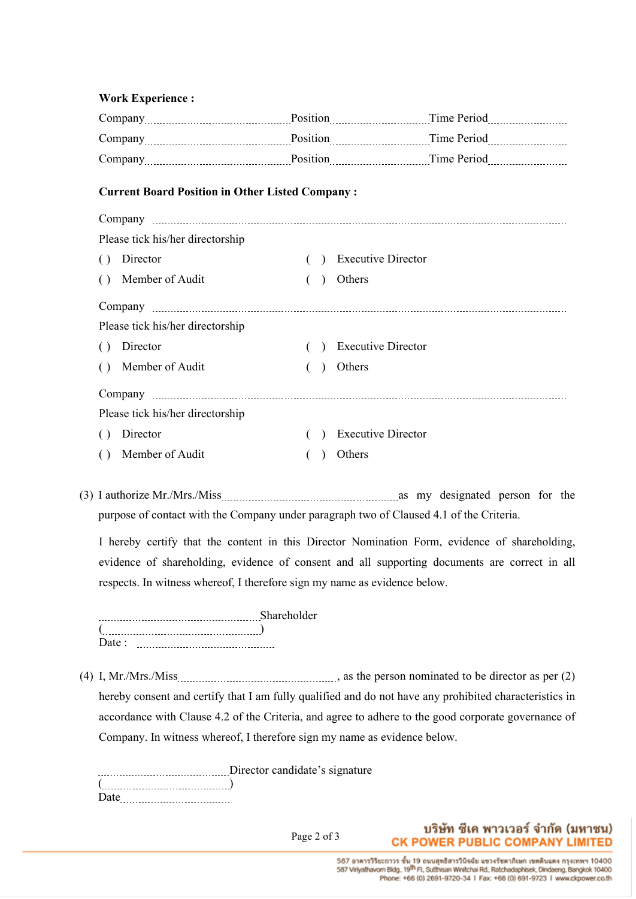**Work Experience :**

Company .......................................... Position ................................ Time Period ....................

Company .......................................... Position ................................ Time Period ....................

Company .......................................... Position ................................ Time Period ....................

**Current Board Position in Other Listed Company :**

Company ..........................................................................................................................

Please tick his/her directorship

( ) Director ( ) Executive Director

( ) Member of Audit ( ) Others

Company ..........................................................................................................................

Please tick his/her directorship

( ) Director ( ) Executive Director

( ) Member of Audit ( ) Others

Company ..........................................................................................................................

Please tick his/her directorship

( ) Director ( ) Executive Director

( ) Member of Audit ( ) Others

(3) I authorize Mr./Mrs./Miss .................................................. as my designated person for the purpose of contact with the Company under paragraph two of Claused 4.1 of the Criteria.

I hereby certify that the content in this Director Nomination Form, evidence of shareholding, evidence of shareholding, evidence of consent and all supporting documents are correct in all respects. In witness whereof, I therefore sign my name as evidence below.

.................................................. Shareholder
(..................................................)
Date : ..........................................

(4) I, Mr./Mrs./Miss .................................................., as the person nominated to be director as per (2) hereby consent and certify that I am fully qualified and do not have any prohibited characteristics in accordance with Clause 4.2 of the Criteria, and agree to adhere to the good corporate governance of Company. In witness whereof, I therefore sign my name as evidence below.

.......................................... Director candidate's signature
(..........................................)
Date ..........................................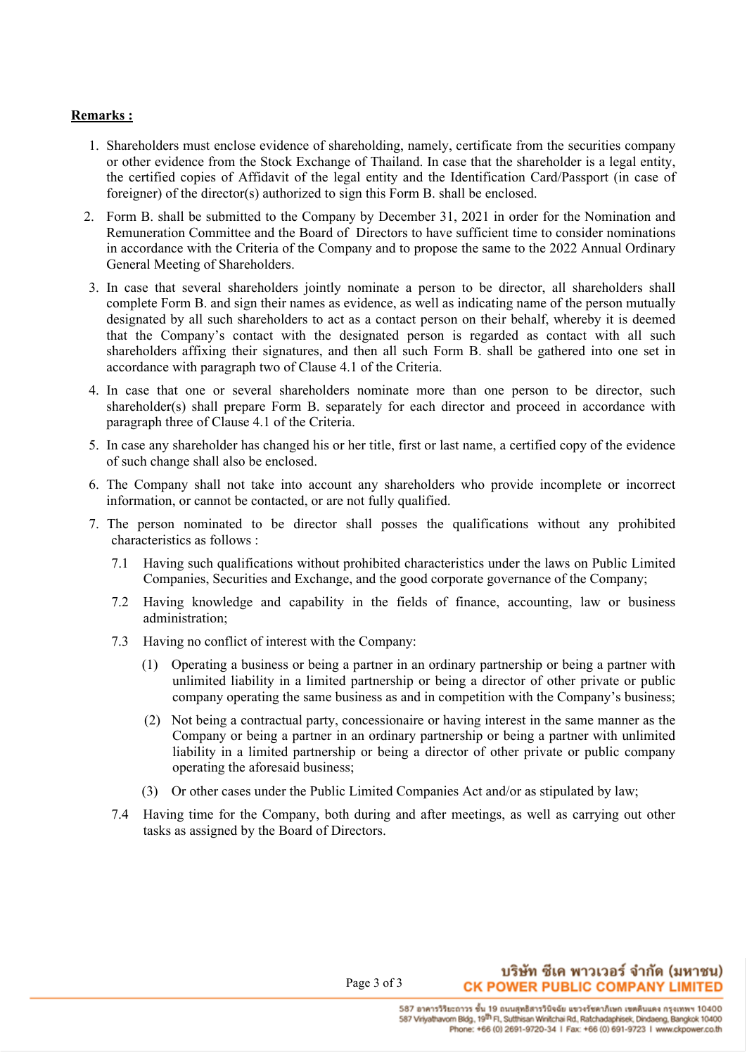**<u>Remarks :</u>**

1. Shareholders must enclose evidence of shareholding, namely, certificate from the securities company or other evidence from the Stock Exchange of Thailand. In case that the shareholder is a legal entity, the certified copies of Affidavit of the legal entity and the Identification Card/Passport (in case of foreigner) of the director(s) authorized to sign this Form B. shall be enclosed.

2. Form B. shall be submitted to the Company by December 31, 2021 in order for the Nomination and Remuneration Committee and the Board of Directors to have sufficient time to consider nominations in accordance with the Criteria of the Company and to propose the same to the 2022 Annual Ordinary General Meeting of Shareholders.

3. In case that several shareholders jointly nominate a person to be director, all shareholders shall complete Form B. and sign their names as evidence, as well as indicating name of the person mutually designated by all such shareholders to act as a contact person on their behalf, whereby it is deemed that the Company's contact with the designated person is regarded as contact with all such shareholders affixing their signatures, and then all such Form B. shall be gathered into one set in accordance with paragraph two of Clause 4.1 of the Criteria.

4. In case that one or several shareholders nominate more than one person to be director, such shareholder(s) shall prepare Form B. separately for each director and proceed in accordance with paragraph three of Clause 4.1 of the Criteria.

5. In case any shareholder has changed his or her title, first or last name, a certified copy of the evidence of such change shall also be enclosed.

6. The Company shall not take into account any shareholders who provide incomplete or incorrect information, or cannot be contacted, or are not fully qualified.

7. The person nominated to be director shall posses the qualifications without any prohibited characteristics as follows :

   7.1 Having such qualifications without prohibited characteristics under the laws on Public Limited Companies, Securities and Exchange, and the good corporate governance of the Company;

   7.2 Having knowledge and capability in the fields of finance, accounting, law or business administration;

   7.3 Having no conflict of interest with the Company:

      (1) Operating a business or being a partner in an ordinary partnership or being a partner with unlimited liability in a limited partnership or being a director of other private or public company operating the same business as and in competition with the Company's business;

      (2) Not being a contractual party, concessionaire or having interest in the same manner as the Company or being a partner in an ordinary partnership or being a partner with unlimited liability in a limited partnership or being a director of other private or public company operating the aforesaid business;

      (3) Or other cases under the Public Limited Companies Act and/or as stipulated by law;

   7.4 Having time for the Company, both during and after meetings, as well as carrying out other tasks as assigned by the Board of Directors.